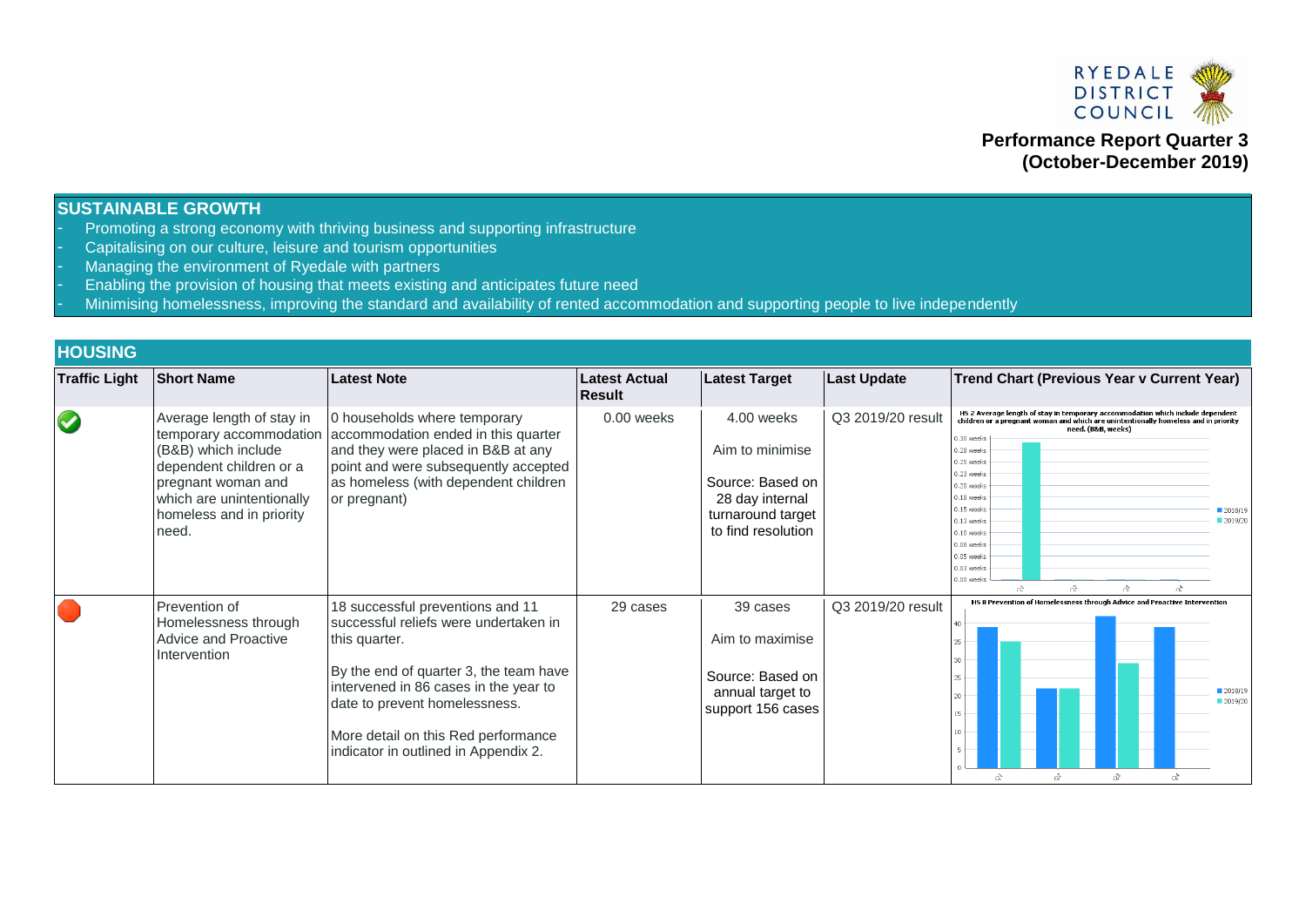RYEDALE DISTRICT COUNCIL

**Performance Report Quarter 3 (October-December 2019)**

## SUSTAINABLE GROWTH

- Promoting a strong economy with thriving business and supporting infrastructure
- Capitalising on our culture, leisure and tourism opportunities
- Managing the environment of Ryedale with partners
- Enabling the provision of housing that meets existing and anticipates future need
- Minimising homelessness, improving the standard and availability of rented accommodation and supporting people to live independently

## HOUSING

| Traffic Light | Short Name | Latest Note | Latest Actual Result | Latest Target | Last Update | Trend Chart (Previous Year v Current Year) |
|---|---|---|---|---|---|---|
| Green | Average length of stay in temporary accommodation (B&B) which include dependent children or a pregnant woman and which are unintentionally homeless and in priority need. | 0 households where temporary accommodation ended in this quarter and they were placed in B&B at any point and were subsequently accepted as homeless (with dependent children or pregnant) | 0.00 weeks | 4.00 weeks<br><br>Aim to minimise<br><br>Source: Based on 28 day internal turnaround target to find resolution | Q3 2019/20 result | HS 2 Average length of stay in temporary accommodation which include dependent children or a pregnant woman and which are unintentionally homeless and in priority need. (B&B, weeks) |
| Red | Prevention of Homelessness through Advice and Proactive Intervention | 18 successful preventions and 11 successful reliefs were undertaken in this quarter.<br><br>By the end of quarter 3, the team have intervened in 86 cases in the year to date to prevent homelessness.<br><br>More detail on this Red performance indicator in outlined in Appendix 2. | 29 cases | 39 cases<br><br>Aim to maximise<br><br>Source: Based on annual target to support 156 cases | Q3 2019/20 result | HS 8 Prevention of Homelessness through Advice and Proactive Intervention |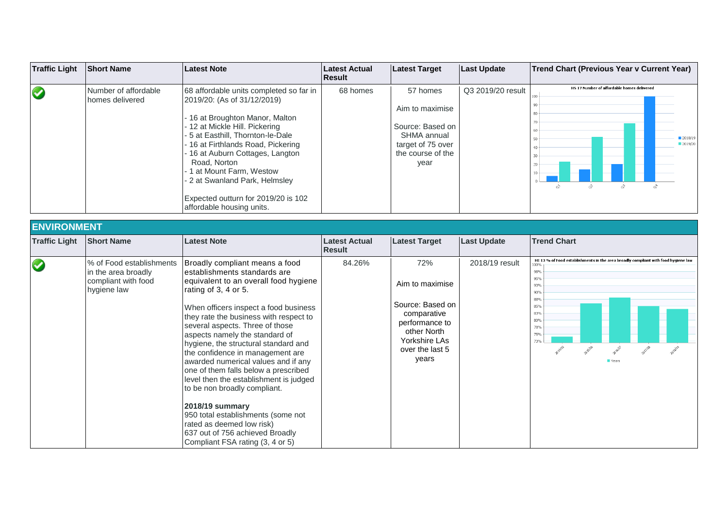| Traffic Light | Short Name | Latest Note | Latest Actual Result | Latest Target | Last Update | Trend Chart (Previous Year v Current Year) |
|---|---|---|---|---|---|---|
| ✔ | Number of affordable homes delivered | 68 affordable units completed so far in 2019/20: (As of 31/12/2019)<br><br>- 16 at Broughton Manor, Malton<br>- 12 at Mickle Hill. Pickering<br>- 5 at Easthill, Thornton-le-Dale<br>- 16 at Firthlands Road, Pickering<br>- 16 at Auburn Cottages, Langton Road, Norton<br>- 1 at Mount Farm, Westow<br>- 2 at Swanland Park, Helmsley<br><br>Expected outturn for 2019/20 is 102 affordable housing units. | 68 homes | 57 homes<br><br>Aim to maximise<br><br>Source: Based on SHMA annual target of 75 over the course of the year | Q3 2019/20 result | HS 17 Number of affordable homes delivered |

## ENVIRONMENT

| Traffic Light | Short Name | Latest Note | Latest Actual Result | Latest Target | Last Update | Trend Chart |
|---|---|---|---|---|---|---|
| ✔ | % of Food establishments in the area broadly compliant with food hygiene law | Broadly compliant means a food establishments standards are equivalent to an overall food hygiene rating of 3, 4 or 5.<br><br>When officers inspect a food business they rate the business with respect to several aspects. Three of those aspects namely the standard of hygiene, the structural standard and the confidence in management are awarded numerical values and if any one of them falls below a prescribed level then the establishment is judged to be non broadly compliant.<br><br>**2018/19 summary**<br>950 total establishments (some not rated as deemed low risk)<br>637 out of 756 achieved Broadly Compliant FSA rating (3, 4 or 5) | 84.26% | 72%<br><br>Aim to maximise<br><br>Source: Based on comparative performance to other North Yorkshire LAs over the last 5 years | 2018/19 result | HE 13 % of Food establishments in the area broadly compliant with food hygiene law |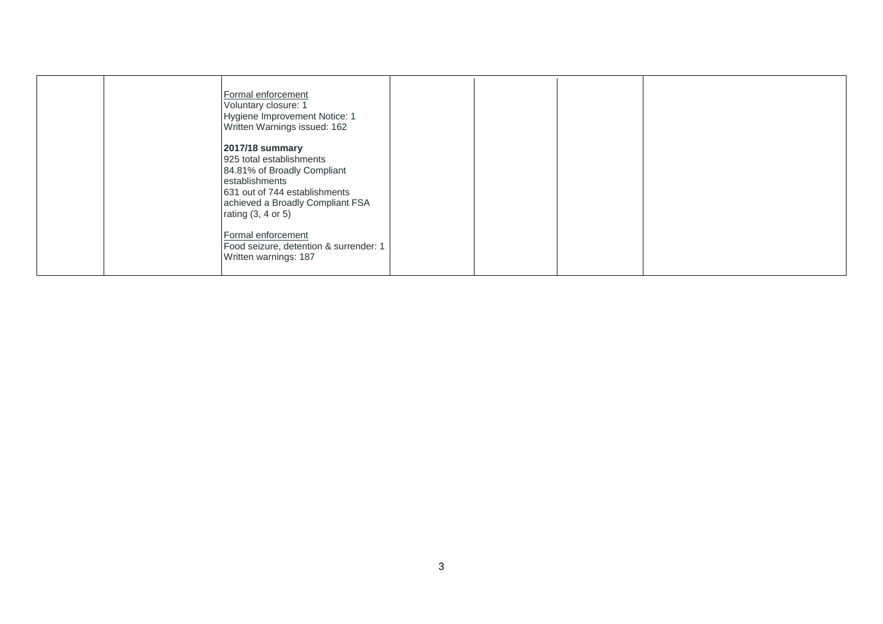|  |  |  |  |  |  |  |
|---|---|---|---|---|---|---|
|  |  | Formal enforcement<br>Voluntary closure: 1<br>Hygiene Improvement Notice: 1<br>Written Warnings issued: 162<br><br>**2017/18 summary**<br>925 total establishments<br>84.81% of Broadly Compliant establishments<br>631 out of 744 establishments achieved a Broadly Compliant FSA rating (3, 4 or 5)<br><br>Formal enforcement<br>Food seizure, detention & surrender: 1<br>Written warnings: 187 |  |  |  |  |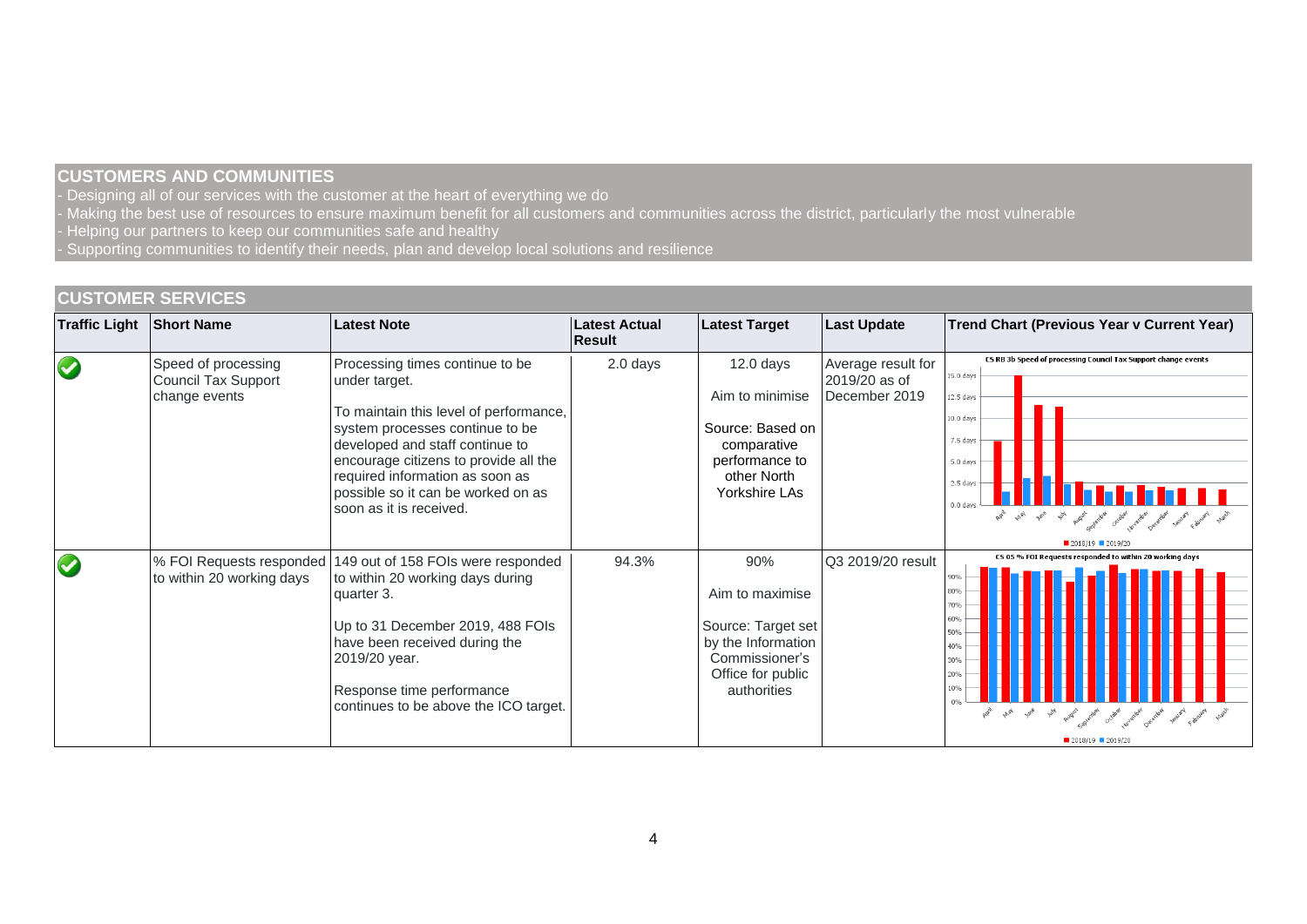## CUSTOMERS AND COMMUNITIES

- Designing all of our services with the customer at the heart of everything we do
- Making the best use of resources to ensure maximum benefit for all customers and communities across the district, particularly the most vulnerable
- Helping our partners to keep our communities safe and healthy
- Supporting communities to identify their needs, plan and develop local solutions and resilience

## CUSTOMER SERVICES

| Traffic Light | Short Name | Latest Note | Latest Actual Result | Latest Target | Last Update | Trend Chart (Previous Year v Current Year) |
|---|---|---|---|---|---|---|
| ✔ | Speed of processing Council Tax Support change events | Processing times continue to be under target.<br><br>To maintain this level of performance, system processes continue to be developed and staff continue to encourage citizens to provide all the required information as soon as possible so it can be worked on as soon as it is received. | 2.0 days | 12.0 days<br><br>Aim to minimise<br><br>Source: Based on comparative performance to other North Yorkshire LAs | Average result for 2019/20 as of December 2019 | CS RB 3b Speed of processing Council Tax Support change events |
| ✔ | % FOI Requests responded to within 20 working days | 149 out of 158 FOIs were responded to within 20 working days during quarter 3.<br><br>Up to 31 December 2019, 488 FOIs have been received during the 2019/20 year.<br><br>Response time performance continues to be above the ICO target. | 94.3% | 90%<br><br>Aim to maximise<br><br>Source: Target set by the Information Commissioner's Office for public authorities | Q3 2019/20 result | CS 05 % FOI Requests responded to within 20 working days |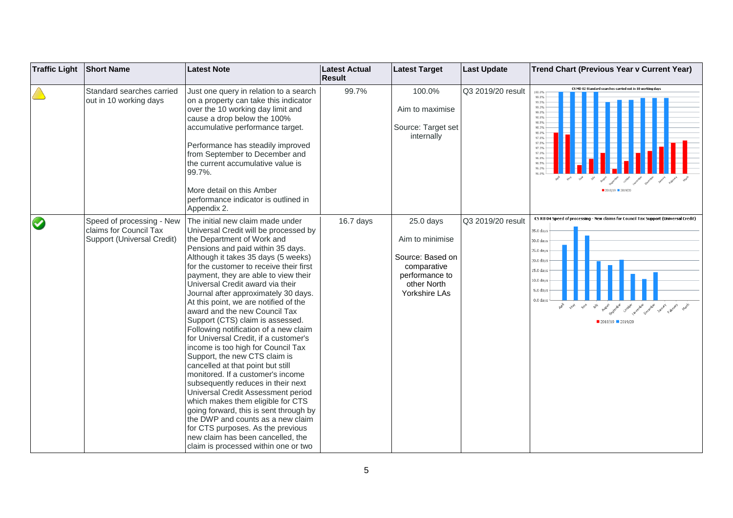| Traffic Light | Short Name | Latest Note | Latest Actual Result | Latest Target | Last Update | Trend Chart (Previous Year v Current Year) |
|---|---|---|---|---|---|---|
| Amber | Standard searches carried out in 10 working days | Just one query in relation to a search on a property can take this indicator over the 10 working day limit and cause a drop below the 100% accumulative performance target.<br><br>Performance has steadily improved from September to December and the current accumulative value is 99.7%.<br><br>More detail on this Amber performance indicator is outlined in Appendix 2. | 99.7% | 100.0%<br><br>Aim to maximise<br><br>Source: Target set internally | Q3 2019/20 result | CS MD 02 Standard searches carried out in 10 working days |
| Green | Speed of processing - New claims for Council Tax Support (Universal Credit) | The initial new claim made under Universal Credit will be processed by the Department of Work and Pensions and paid within 35 days. Although it takes 35 days (5 weeks) for the customer to receive their first payment, they are able to view their Universal Credit award via their Journal after approximately 30 days. At this point, we are notified of the award and the new Council Tax Support (CTS) claim is assessed. Following notification of a new claim for Universal Credit, if a customer's income is too high for Council Tax Support, the new CTS claim is cancelled at that point but still monitored. If a customer's income subsequently reduces in their next Universal Credit Assessment period which makes them eligible for CTS going forward, this is sent through by the DWP and counts as a new claim for CTS purposes. As the previous new claim has been cancelled, the claim is processed within one or two | 16.7 days | 25.0 days<br><br>Aim to minimise<br><br>Source: Based on comparative performance to other North Yorkshire LAs | Q3 2019/20 result | CS RB 04 Speed of processing - New claims for Council Tax Support (Universal Credit) |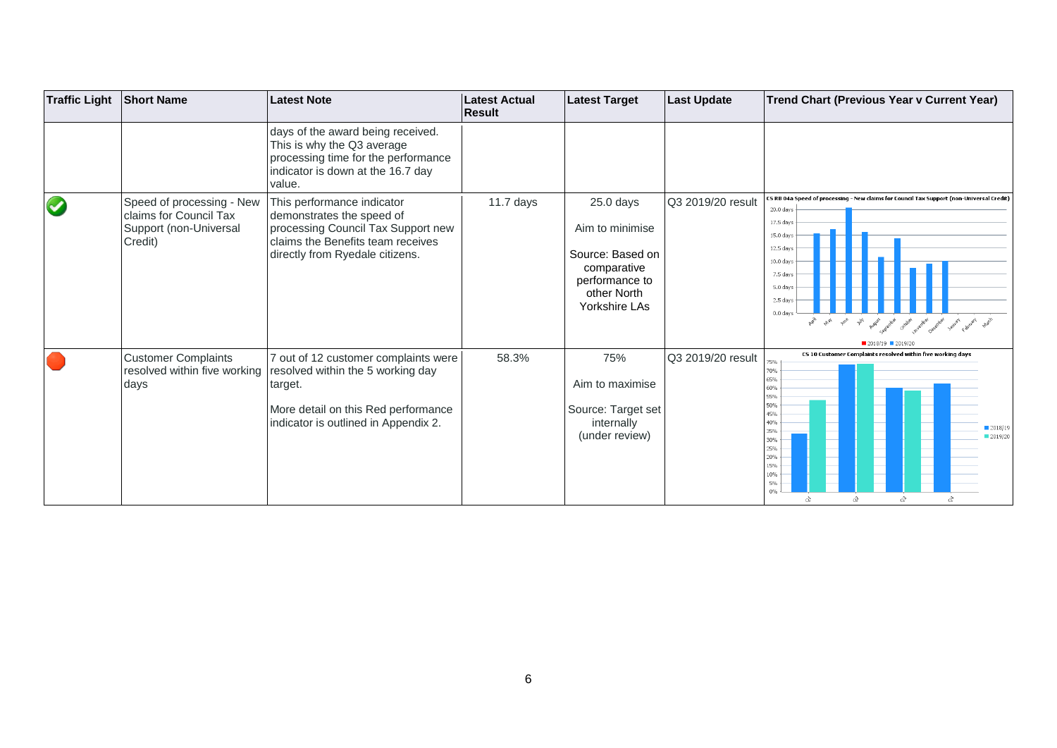| Traffic Light | Short Name | Latest Note | Latest Actual Result | Latest Target | Last Update | Trend Chart (Previous Year v Current Year) |
|---|---|---|---|---|---|---|
| | | days of the award being received. This is why the Q3 average processing time for the performance indicator is down at the 16.7 day value. | | | | |
| Green | Speed of processing - New claims for Council Tax Support (non-Universal Credit) | This performance indicator demonstrates the speed of processing Council Tax Support new claims the Benefits team receives directly from Ryedale citizens. | 11.7 days | 25.0 days<br><br>Aim to minimise<br><br>Source: Based on comparative performance to other North Yorkshire LAs | Q3 2019/20 result | |
| Red | Customer Complaints resolved within five working days | 7 out of 12 customer complaints were resolved within the 5 working day target.<br><br>More detail on this Red performance indicator is outlined in Appendix 2. | 58.3% | 75%<br><br>Aim to maximise<br><br>Source: Target set internally (under review) | Q3 2019/20 result | |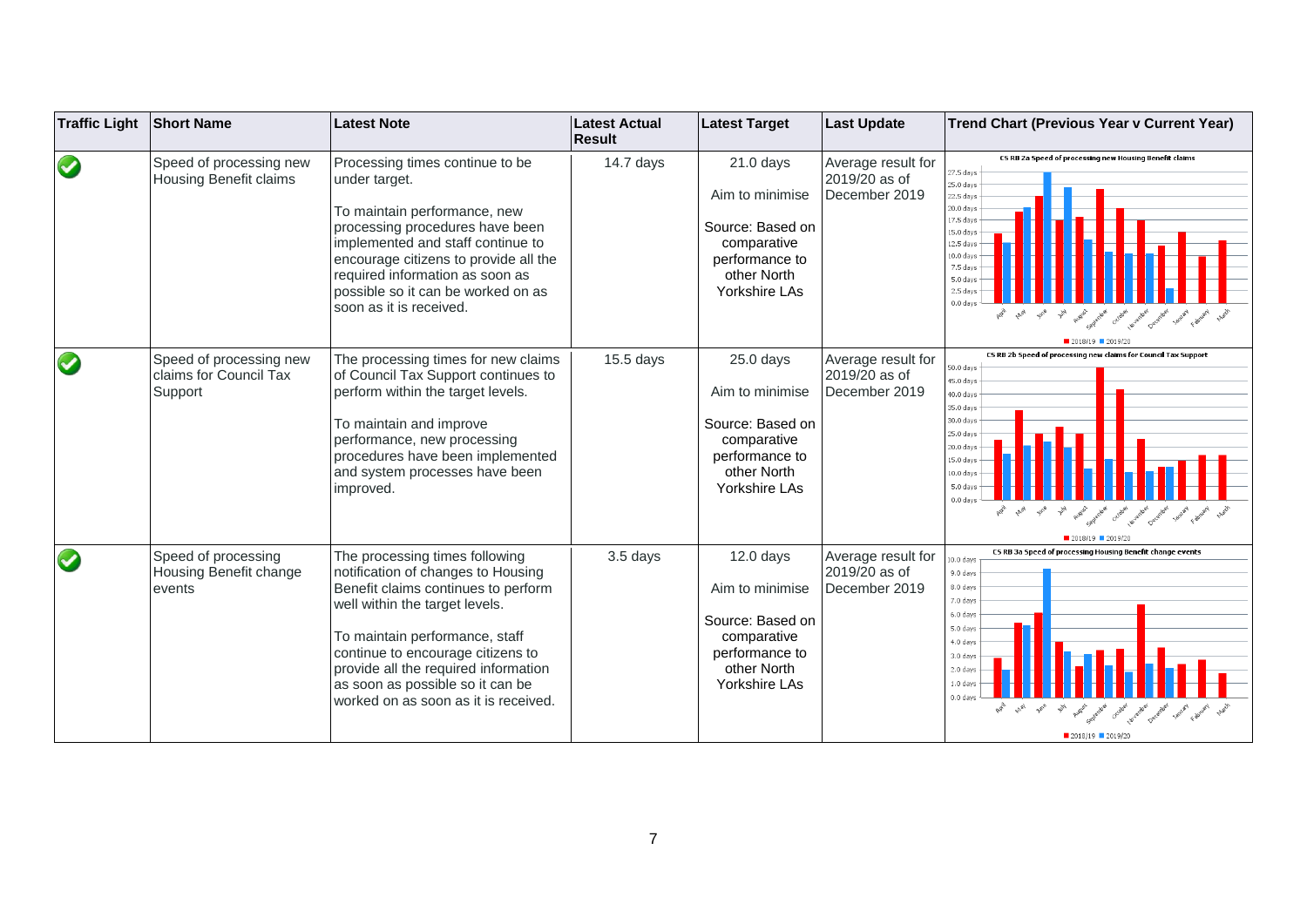| Traffic Light | Short Name | Latest Note | Latest Actual Result | Latest Target | Last Update | Trend Chart (Previous Year v Current Year) |
|---|---|---|---|---|---|---|
| ✔ | Speed of processing new Housing Benefit claims | Processing times continue to be under target.<br><br>To maintain performance, new processing procedures have been implemented and staff continue to encourage citizens to provide all the required information as soon as possible so it can be worked on as soon as it is received. | 14.7 days | 21.0 days<br><br>Aim to minimise<br><br>Source: Based on comparative performance to other North Yorkshire LAs | Average result for 2019/20 as of December 2019 | CS RB 2a Speed of processing new Housing Benefit claims (2018/19 / 2019/20) |
| ✔ | Speed of processing new claims for Council Tax Support | The processing times for new claims of Council Tax Support continues to perform within the target levels.<br><br>To maintain and improve performance, new processing procedures have been implemented and system processes have been improved. | 15.5 days | 25.0 days<br><br>Aim to minimise<br><br>Source: Based on comparative performance to other North Yorkshire LAs | Average result for 2019/20 as of December 2019 | CS RB 2b Speed of processing new claims for Council Tax Support (2018/19 / 2019/20) |
| ✔ | Speed of processing Housing Benefit change events | The processing times following notification of changes to Housing Benefit claims continues to perform well within the target levels.<br><br>To maintain performance, staff continue to encourage citizens to provide all the required information as soon as possible so it can be worked on as soon as it is received. | 3.5 days | 12.0 days<br><br>Aim to minimise<br><br>Source: Based on comparative performance to other North Yorkshire LAs | Average result for 2019/20 as of December 2019 | CS RB 3a Speed of processing Housing Benefit change events (2018/19 / 2019/20) |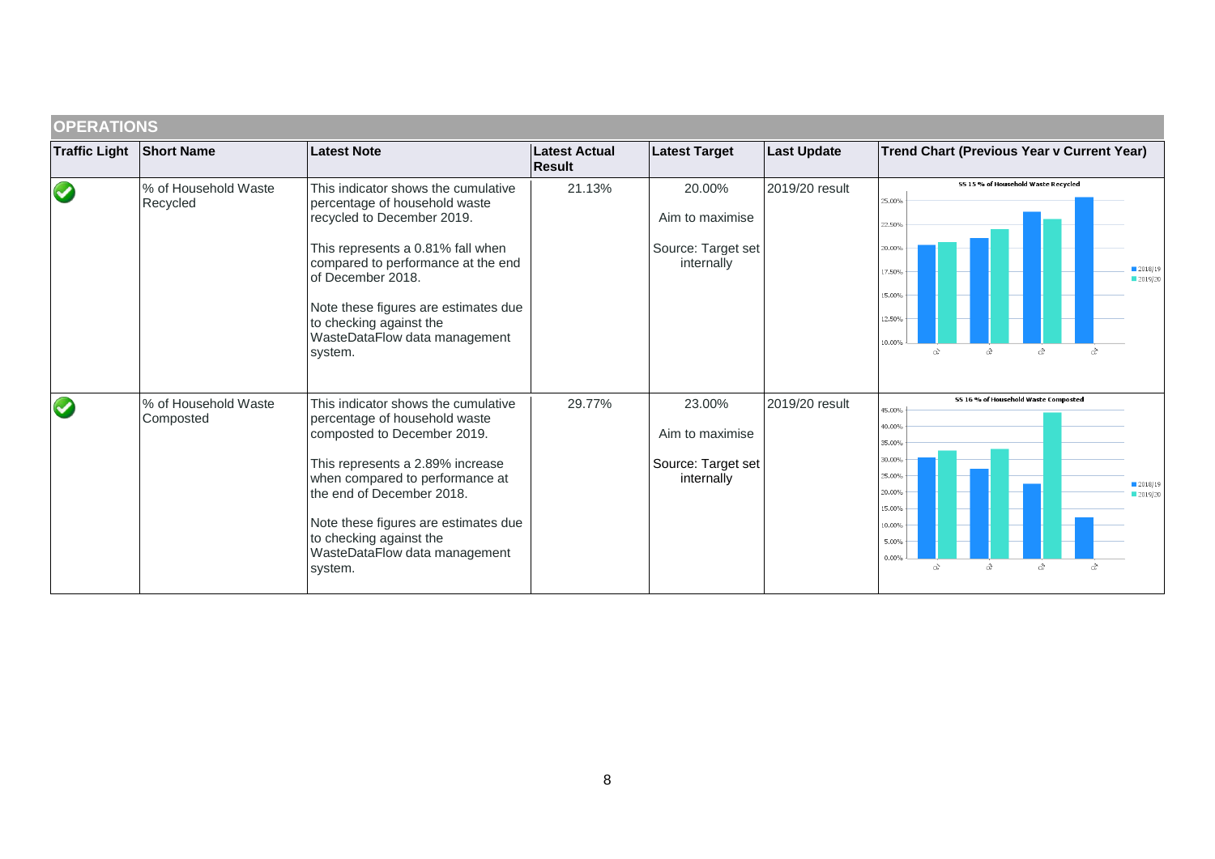## OPERATIONS

| Traffic Light | Short Name | Latest Note | Latest Actual Result | Latest Target | Last Update | Trend Chart (Previous Year v Current Year) |
|---|---|---|---|---|---|---|
| ✔ | % of Household Waste Recycled | This indicator shows the cumulative percentage of household waste recycled to December 2019.<br><br>This represents a 0.81% fall when compared to performance at the end of December 2018.<br><br>Note these figures are estimates due to checking against the WasteDataFlow data management system. | 21.13% | 20.00%<br><br>Aim to maximise<br><br>Source: Target set internally | 2019/20 result | SS 15 % of Household Waste Recycled |
| ✔ | % of Household Waste Composted | This indicator shows the cumulative percentage of household waste composted to December 2019.<br><br>This represents a 2.89% increase when compared to performance at the end of December 2018.<br><br>Note these figures are estimates due to checking against the WasteDataFlow data management system. | 29.77% | 23.00%<br><br>Aim to maximise<br><br>Source: Target set internally | 2019/20 result | SS 16 % of Household Waste Composted |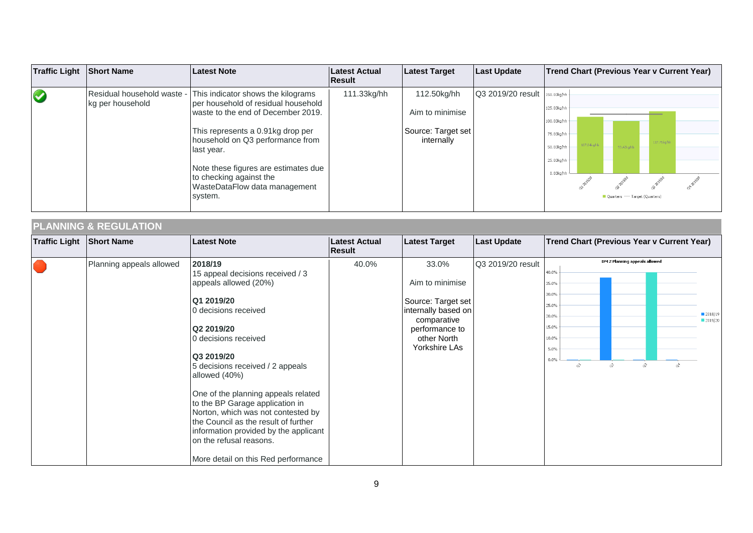| Traffic Light | Short Name | Latest Note | Latest Actual Result | Latest Target | Last Update | Trend Chart (Previous Year v Current Year) |
|---|---|---|---|---|---|---|
| | Residual household waste - kg per household | This indicator shows the kilograms per household of residual household waste to the end of December 2019.<br><br>This represents a 0.91kg drop per household on Q3 performance from last year.<br><br>Note these figures are estimates due to checking against the WasteDataFlow data management system. | 111.33kg/hh | 112.50kg/hh<br><br>Aim to minimise<br><br>Source: Target set internally | Q3 2019/20 result | |

## PLANNING & REGULATION

| Traffic Light | Short Name | Latest Note | Latest Actual Result | Latest Target | Last Update | Trend Chart (Previous Year v Current Year) |
|---|---|---|---|---|---|---|
| | Planning appeals allowed | **2018/19**<br>15 appeal decisions received / 3 appeals allowed (20%)<br><br>**Q1 2019/20**<br>0 decisions received<br><br>**Q2 2019/20**<br>0 decisions received<br><br>**Q3 2019/20**<br>5 decisions received / 2 appeals allowed (40%)<br><br>One of the planning appeals related to the BP Garage application in Norton, which was not contested by the Council as the result of further information provided by the applicant on the refusal reasons.<br><br>More detail on this Red performance | 40.0% | 33.0%<br><br>Aim to minimise<br><br>Source: Target set internally based on comparative performance to other North Yorkshire LAs | Q3 2019/20 result | |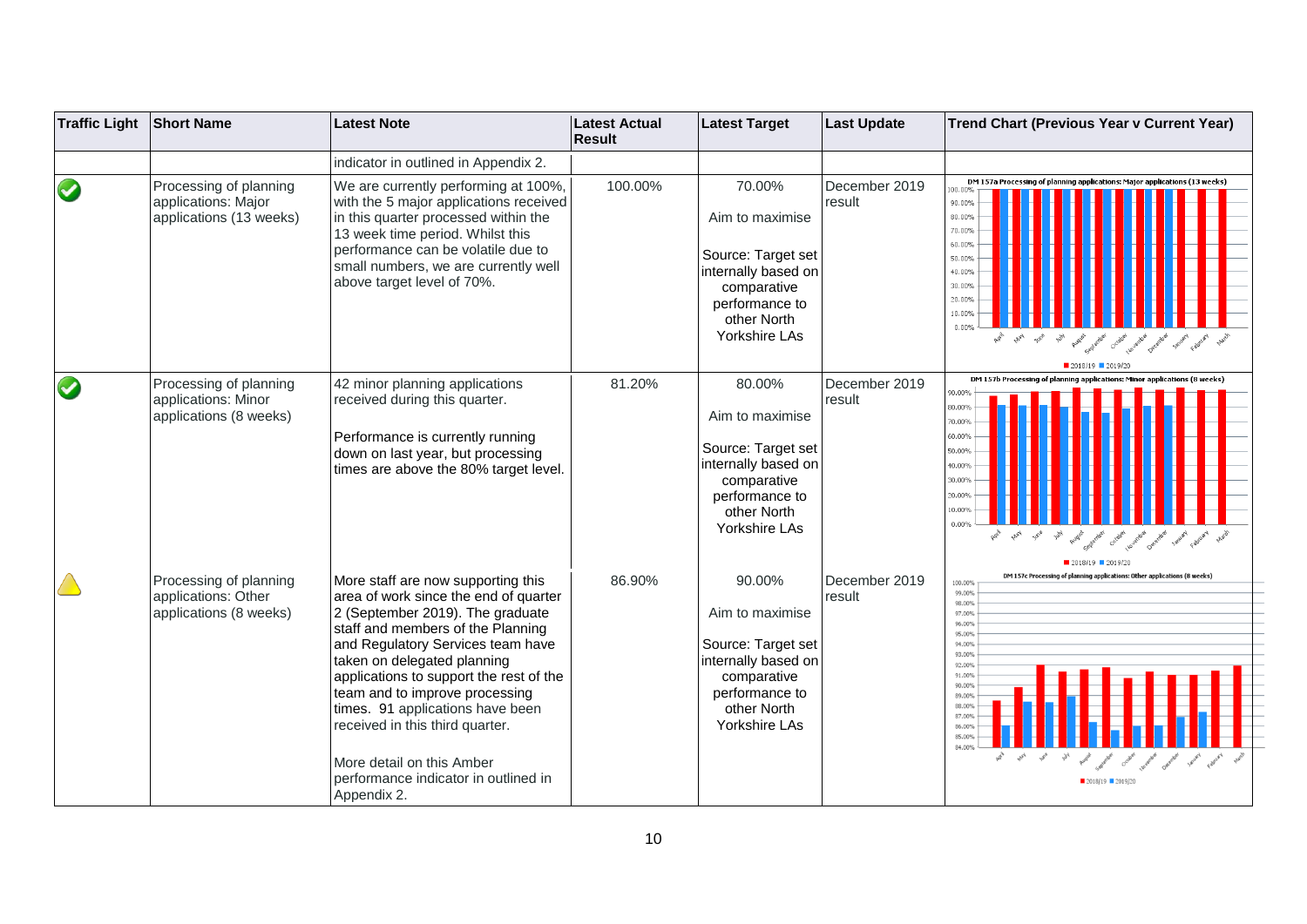| Traffic Light | Short Name | Latest Note | Latest Actual Result | Latest Target | Last Update | Trend Chart (Previous Year v Current Year) |
|---|---|---|---|---|---|---|
| | | indicator in outlined in Appendix 2. | | | | |
| Green | Processing of planning applications: Major applications (13 weeks) | We are currently performing at 100%, with the 5 major applications received in this quarter processed within the 13 week time period. Whilst this performance can be volatile due to small numbers, we are currently well above target level of 70%. | 100.00% | 70.00%<br><br>Aim to maximise<br><br>Source: Target set internally based on comparative performance to other North Yorkshire LAs | December 2019 result | DM 157a Processing of planning applications: Major applications (13 weeks) |
| Green | Processing of planning applications: Minor applications (8 weeks) | 42 minor planning applications received during this quarter.<br><br>Performance is currently running down on last year, but processing times are above the 80% target level. | 81.20% | 80.00%<br><br>Aim to maximise<br><br>Source: Target set internally based on comparative performance to other North Yorkshire LAs | December 2019 result | DM 157b Processing of planning applications: Minor applications (8 weeks) |
| Amber | Processing of planning applications: Other applications (8 weeks) | More staff are now supporting this area of work since the end of quarter 2 (September 2019). The graduate staff and members of the Planning and Regulatory Services team have taken on delegated planning applications to support the rest of the team and to improve processing times. 91 applications have been received in this third quarter.<br><br>More detail on this Amber performance indicator in outlined in Appendix 2. | 86.90% | 90.00%<br><br>Aim to maximise<br><br>Source: Target set internally based on comparative performance to other North Yorkshire LAs | December 2019 result | DM 157c Processing of planning applications: Other applications (8 weeks) |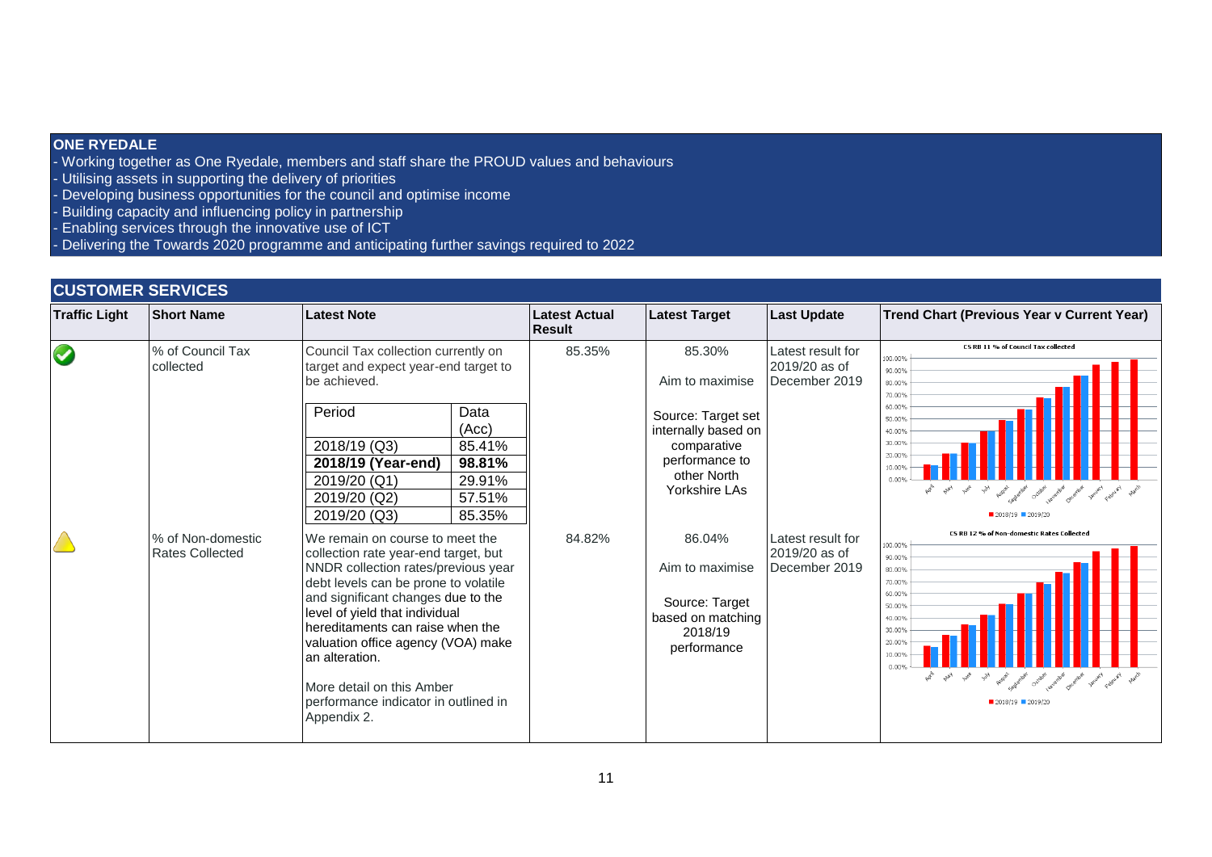## ONE RYEDALE

- Working together as One Ryedale, members and staff share the PROUD values and behaviours
- Utilising assets in supporting the delivery of priorities
- Developing business opportunities for the council and optimise income
- Building capacity and influencing policy in partnership
- Enabling services through the innovative use of ICT
- Delivering the Towards 2020 programme and anticipating further savings required to 2022

## CUSTOMER SERVICES

| Traffic Light | Short Name | Latest Note | Latest Actual Result | Latest Target | Last Update | Trend Chart (Previous Year v Current Year) |
|---|---|---|---|---|---|---|
| Green | % of Council Tax collected | Council Tax collection currently on target and expect year-end target to be achieved.<br><br>Period / Data (Acc)<br>2018/19 (Q3): 85.41%<br>**2018/19 (Year-end): 98.81%**<br>2019/20 (Q1): 29.91%<br>2019/20 (Q2): 57.51%<br>2019/20 (Q3): 85.35% | 85.35% | 85.30%<br><br>Aim to maximise<br><br>Source: Target set internally based on comparative performance to other North Yorkshire LAs | Latest result for 2019/20 as of December 2019 | CS RB 11 % of Council Tax collected (2018/19 v 2019/20) |
| Amber | % of Non-domestic Rates Collected | We remain on course to meet the collection rate year-end target, but NNDR collection rates/previous year debt levels can be prone to volatile and significant changes due to the level of yield that individual hereditaments can raise when the valuation office agency (VOA) make an alteration.<br><br>More detail on this Amber performance indicator in outlined in Appendix 2. | 84.82% | 86.04%<br><br>Aim to maximise<br><br>Source: Target based on matching 2018/19 performance | Latest result for 2019/20 as of December 2019 | CS RB 12 % of Non-domestic Rates Collected (2018/19 v 2019/20) |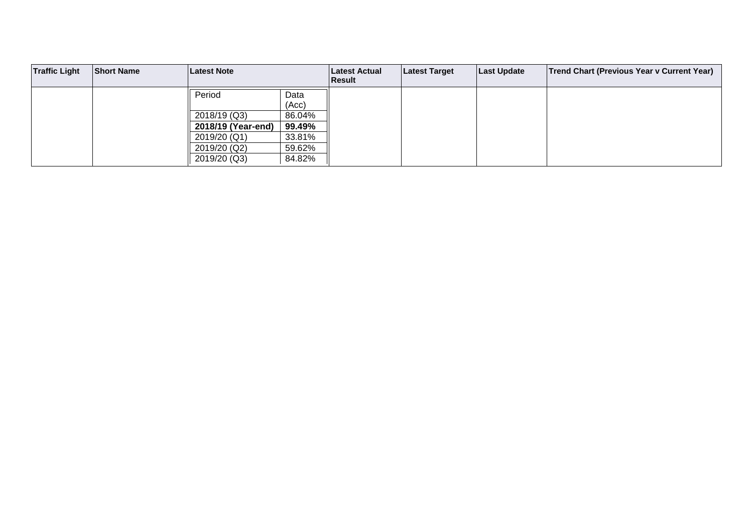| Traffic Light | Short Name | Latest Note | Latest Actual Result | Latest Target | Last Update | Trend Chart (Previous Year v Current Year) |
|---|---|---|---|---|---|---|
| | | | | | | |

| Period | Data (Acc) |
|---|---|
| 2018/19 (Q3) | 86.04% |
| **2018/19 (Year-end)** | **99.49%** |
| 2019/20 (Q1) | 33.81% |
| 2019/20 (Q2) | 59.62% |
| 2019/20 (Q3) | 84.82% |